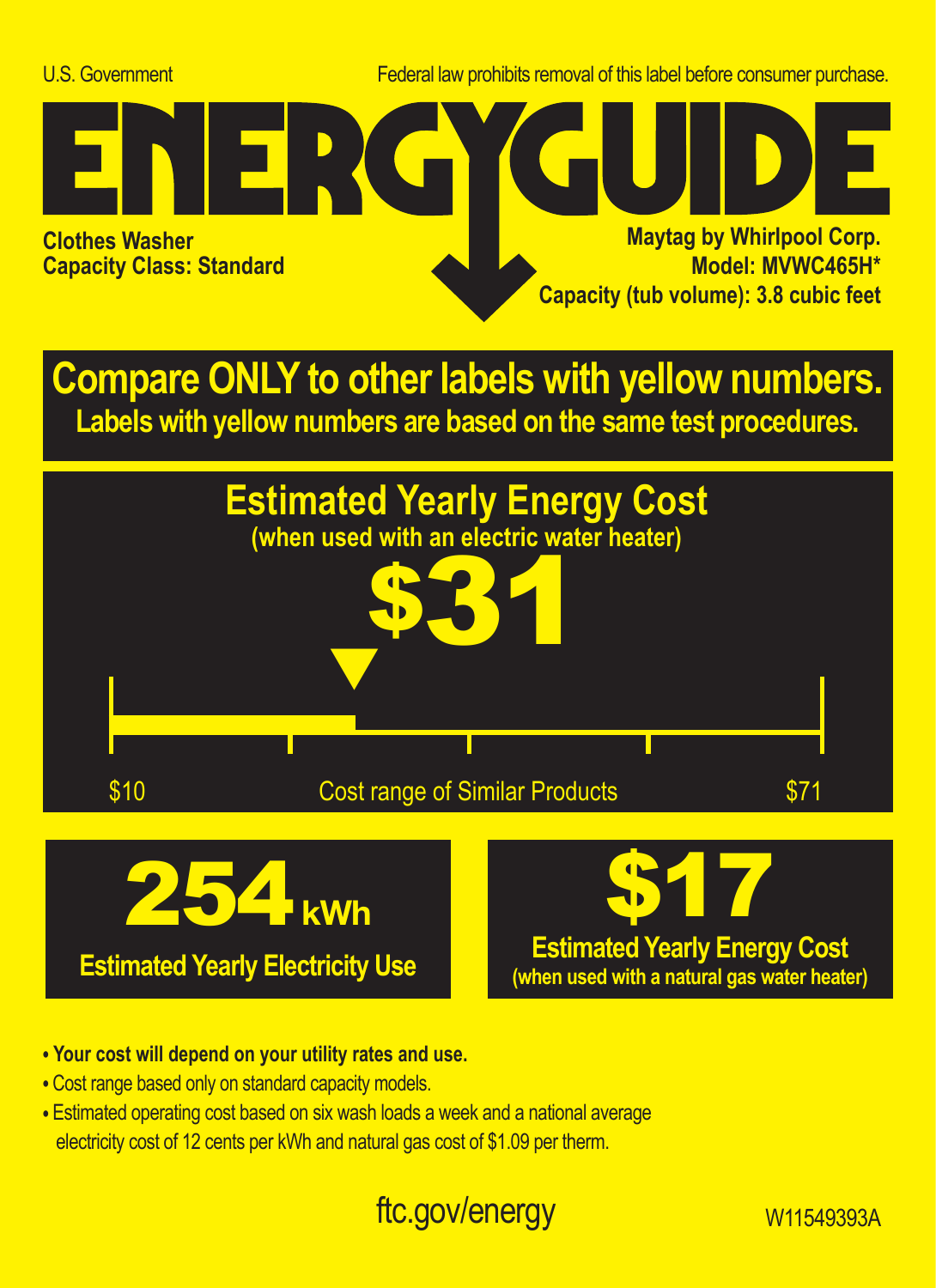U.S. Government

Federal law prohibits removal of this label before consumer purchase.

# ENERGYGUIDE

**Clothes Washer**
**Capacity Class: Standard**

**Maytag by Whirlpool Corp.**
**Model: MVWC465H***
**Capacity (tub volume): 3.8 cubic feet**

## Compare ONLY to other labels with yellow numbers.

**Labels with yellow numbers are based on the same test procedures.**

## Estimated Yearly Energy Cost

**(when used with an electric water heater)**

# $31

$10 — Cost range of Similar Products — $71

**254 kWh**

**Estimated Yearly Electricity Use**

**$17**

**Estimated Yearly Energy Cost**
**(when used with a natural gas water heater)**

- **Your cost will depend on your utility rates and use.**
- Cost range based only on standard capacity models.
- Estimated operating cost based on six wash loads a week and a national average electricity cost of 12 cents per kWh and natural gas cost of $1.09 per therm.

ftc.gov/energy

W11549393A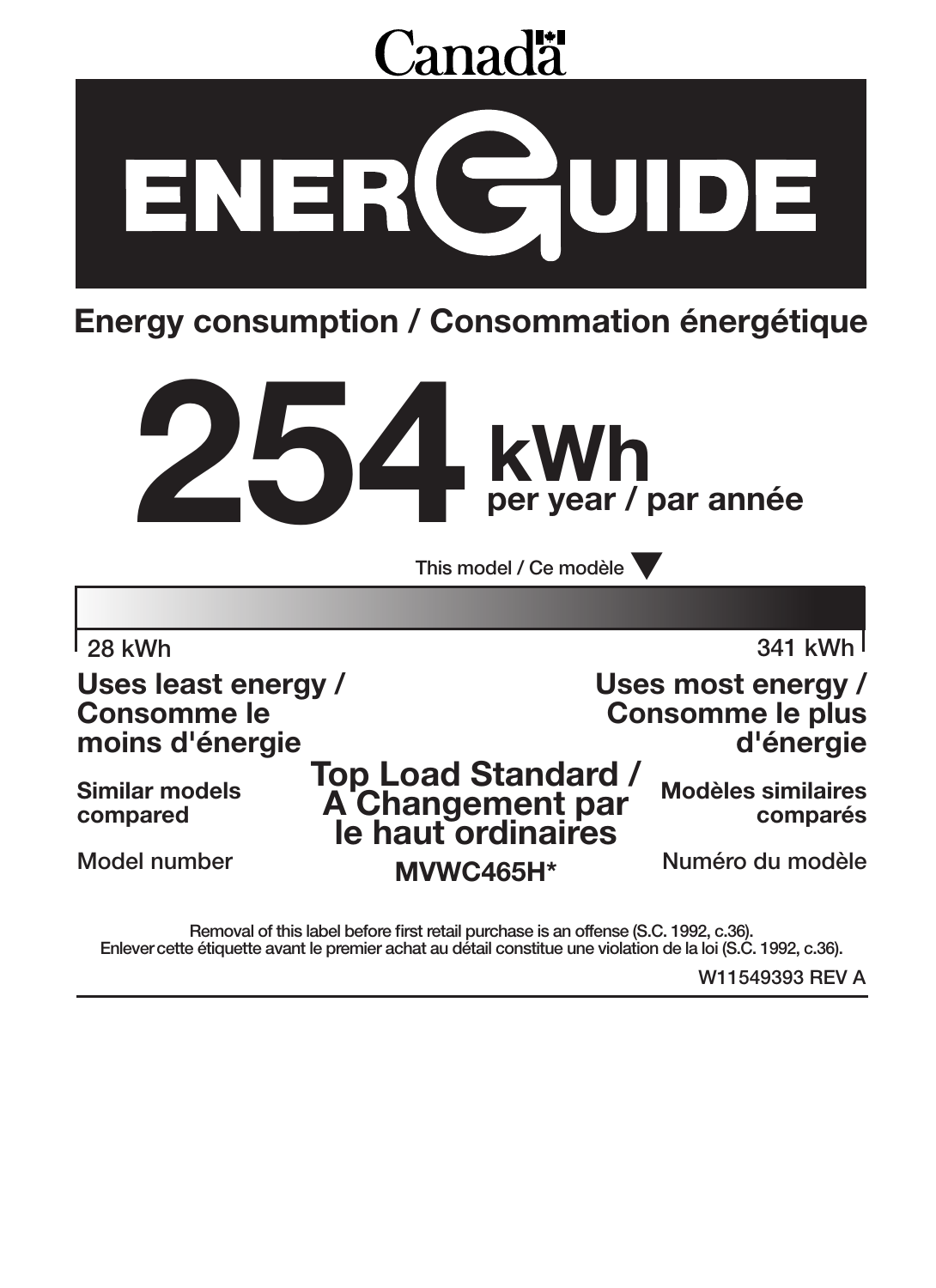Canada

# ENERGUIDE

## Energy consumption / Consommation énergétique

# 254 kWh

**per year / par année**

This model / Ce modèle ▼

28 kWh

341 kWh

**Uses least energy / Consomme le moins d'énergie**

**Uses most energy / Consomme le plus d'énergie**

**Similar models compared**

**Top Load Standard / A Changement par le haut ordinaires**

**Modèles similaires comparés**

Model number

**MVWC465H***

Numéro du modèle

**Removal of this label before first retail purchase is an offense (S.C. 1992, c.36).**
**Enlever cette étiquette avant le premier achat au détail constitue une violation de la loi (S.C. 1992, c.36).**

W11549393 REV A